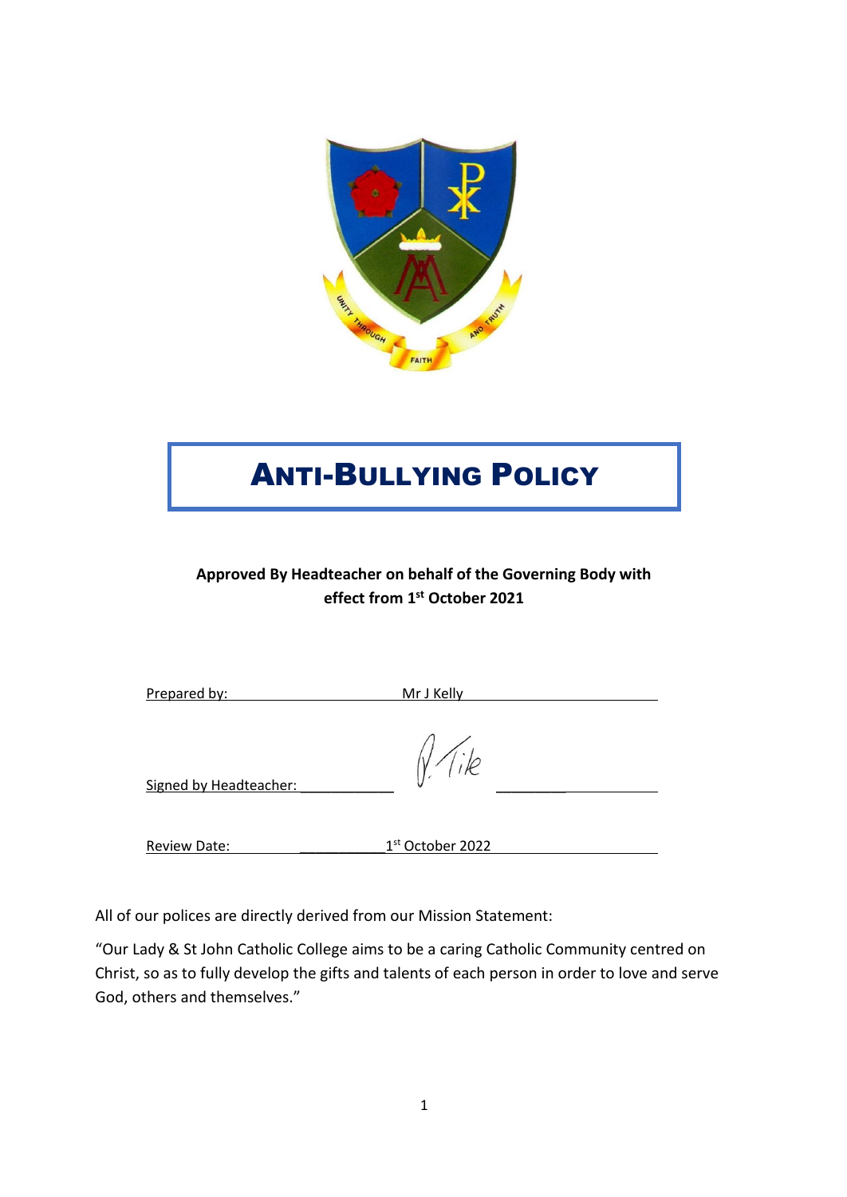# ANTI-BULLYING POLICY

**Approved By Headteacher on behalf of the Governing Body with effect from 1st October 2021**

Prepared by: Mr J Kelly

Signed by Headteacher:

Review Date: 1st October 2022

All of our polices are directly derived from our Mission Statement:

"Our Lady & St John Catholic College aims to be a caring Catholic Community centred on Christ, so as to fully develop the gifts and talents of each person in order to love and serve God, others and themselves."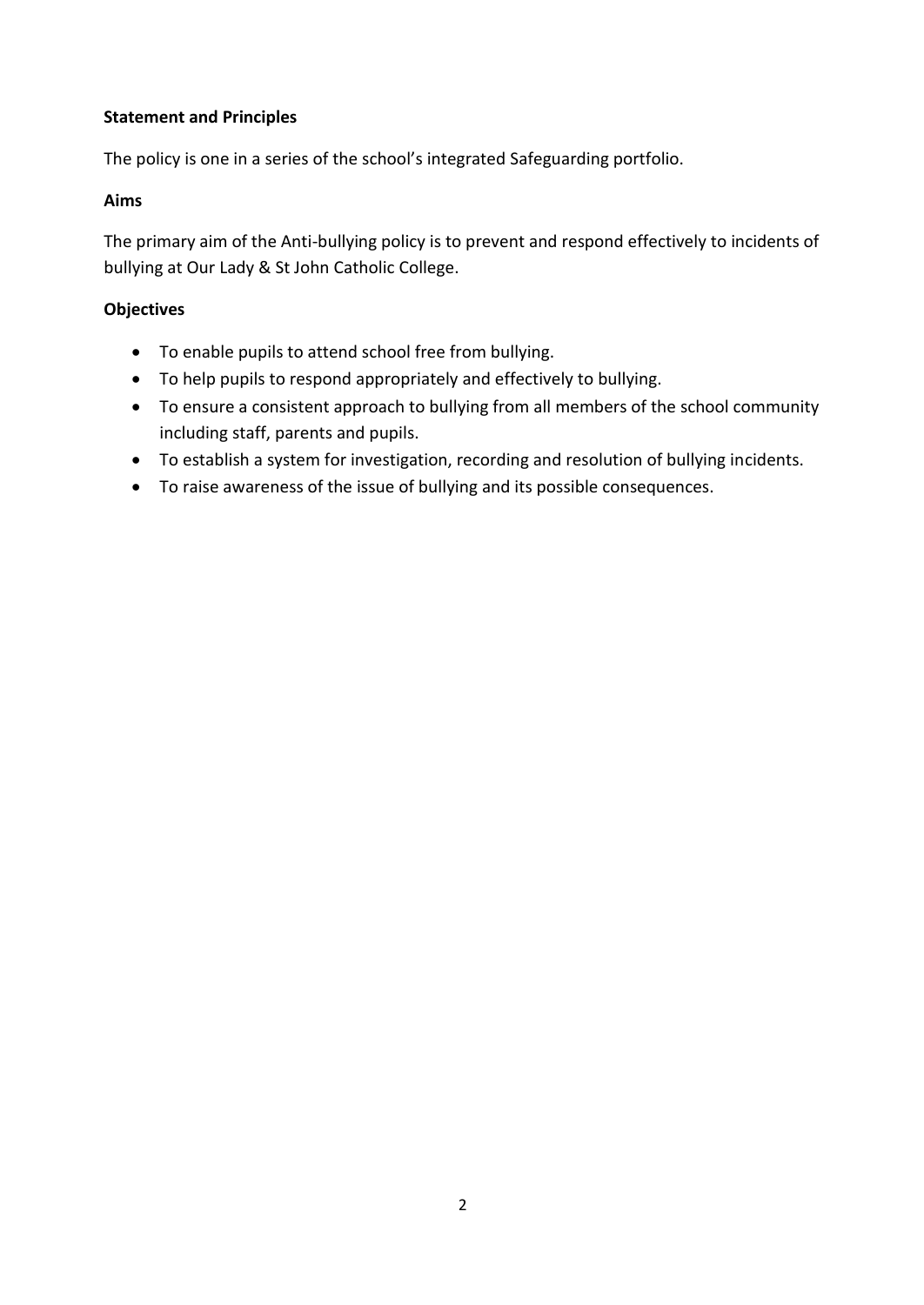**Statement and Principles**

The policy is one in a series of the school's integrated Safeguarding portfolio.

**Aims**

The primary aim of the Anti-bullying policy is to prevent and respond effectively to incidents of bullying at Our Lady & St John Catholic College.

**Objectives**

- To enable pupils to attend school free from bullying.
- To help pupils to respond appropriately and effectively to bullying.
- To ensure a consistent approach to bullying from all members of the school community including staff, parents and pupils.
- To establish a system for investigation, recording and resolution of bullying incidents.
- To raise awareness of the issue of bullying and its possible consequences.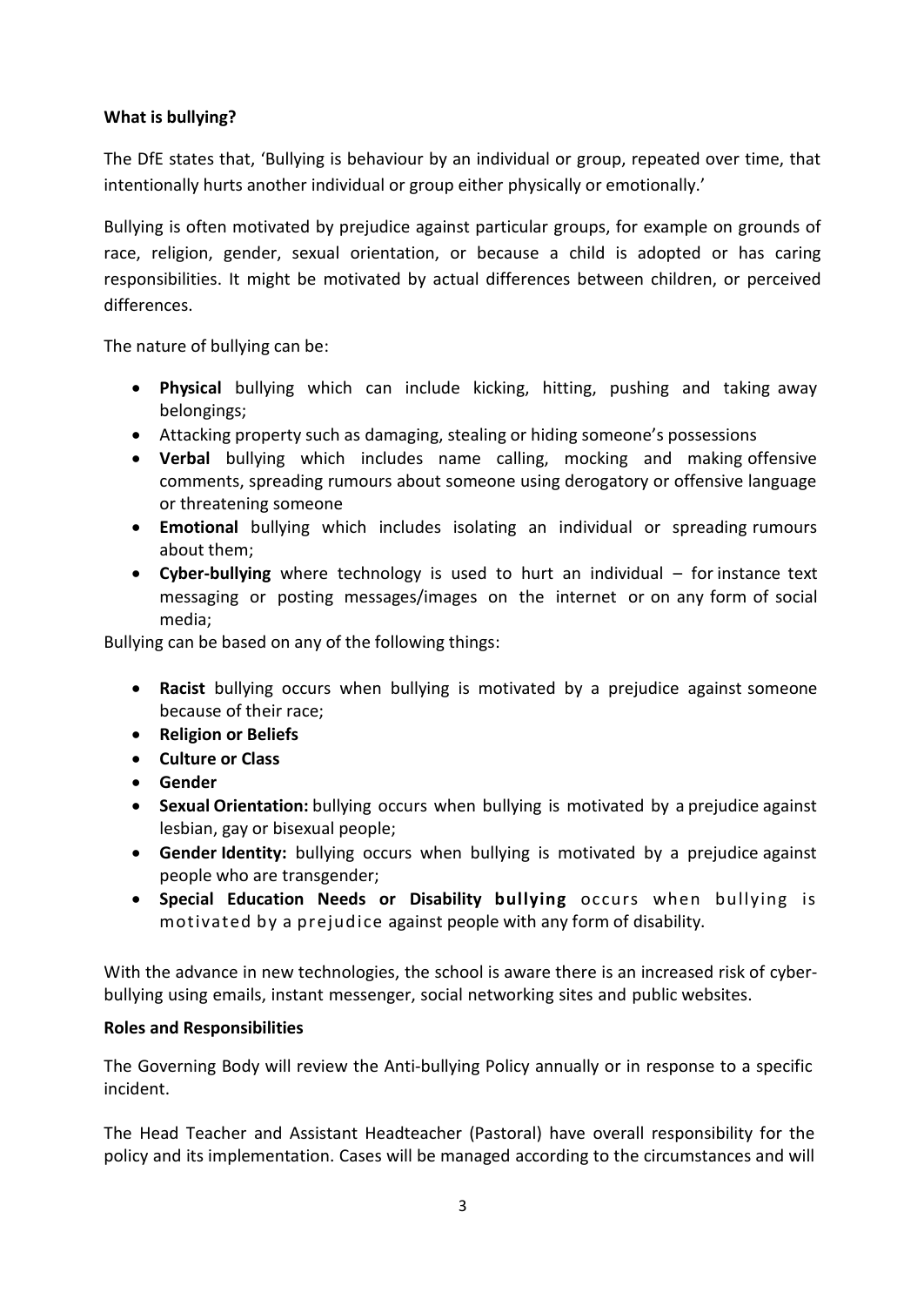**What is bullying?**

The DfE states that, 'Bullying is behaviour by an individual or group, repeated over time, that intentionally hurts another individual or group either physically or emotionally.'

Bullying is often motivated by prejudice against particular groups, for example on grounds of race, religion, gender, sexual orientation, or because a child is adopted or has caring responsibilities. It might be motivated by actual differences between children, or perceived differences.

The nature of bullying can be:

- **Physical** bullying which can include kicking, hitting, pushing and taking away belongings;
- Attacking property such as damaging, stealing or hiding someone's possessions
- **Verbal** bullying which includes name calling, mocking and making offensive comments, spreading rumours about someone using derogatory or offensive language or threatening someone
- **Emotional** bullying which includes isolating an individual or spreading rumours about them;
- **Cyber-bullying** where technology is used to hurt an individual – for instance text messaging or posting messages/images on the internet or on any form of social media;

Bullying can be based on any of the following things:

- **Racist** bullying occurs when bullying is motivated by a prejudice against someone because of their race;
- **Religion or Beliefs**
- **Culture or Class**
- **Gender**
- **Sexual Orientation:** bullying occurs when bullying is motivated by a prejudice against lesbian, gay or bisexual people;
- **Gender Identity:** bullying occurs when bullying is motivated by a prejudice against people who are transgender;
- **Special Education Needs or Disability bullying** occurs when bullying is motivated by a prejudice against people with any form of disability.

With the advance in new technologies, the school is aware there is an increased risk of cyber-bullying using emails, instant messenger, social networking sites and public websites.

**Roles and Responsibilities**

The Governing Body will review the Anti-bullying Policy annually or in response to a specific incident.

The Head Teacher and Assistant Headteacher (Pastoral) have overall responsibility for the policy and its implementation. Cases will be managed according to the circumstances and will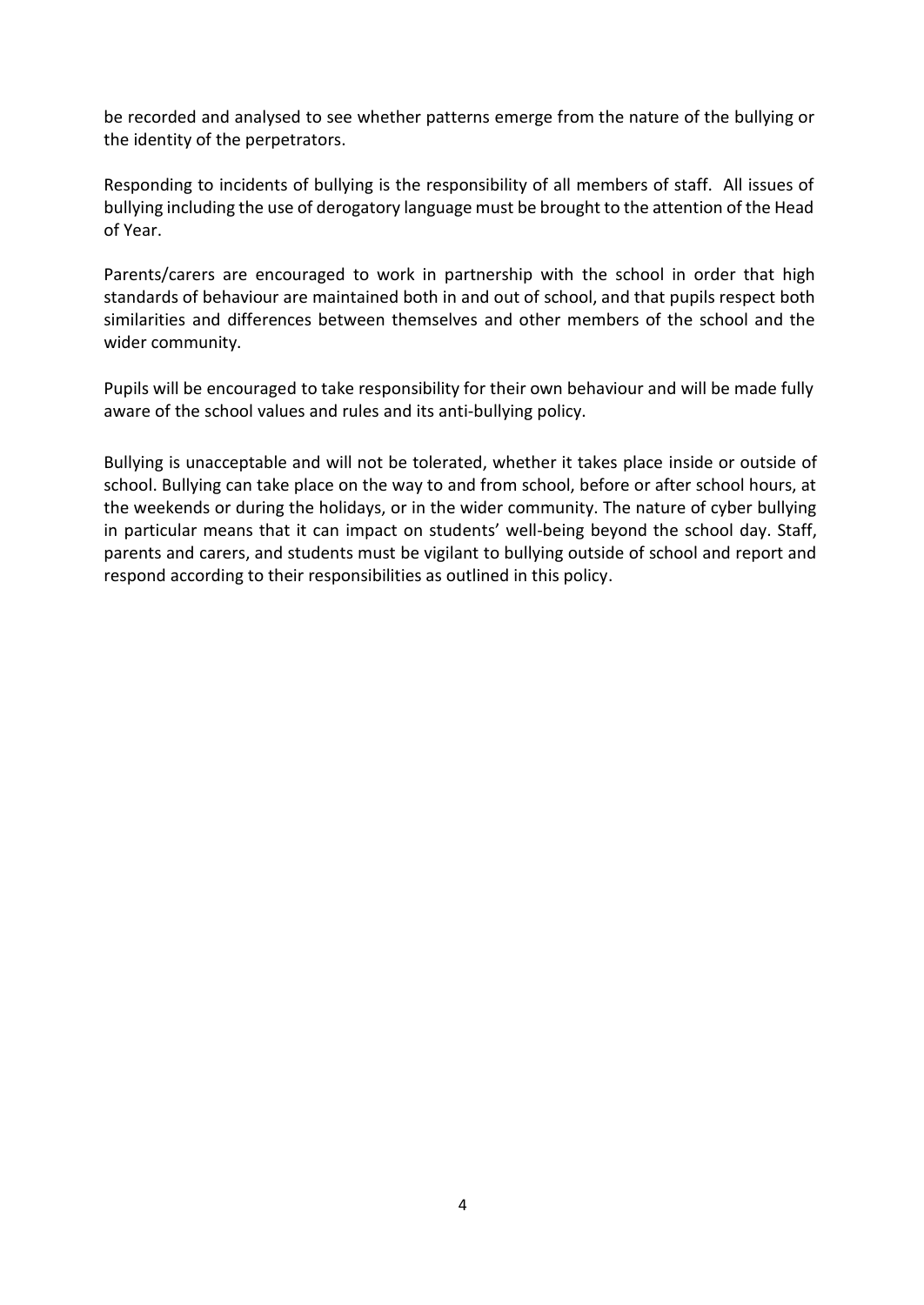be recorded and analysed to see whether patterns emerge from the nature of the bullying or the identity of the perpetrators.

Responding to incidents of bullying is the responsibility of all members of staff. All issues of bullying including the use of derogatory language must be brought to the attention of the Head of Year.

Parents/carers are encouraged to work in partnership with the school in order that high standards of behaviour are maintained both in and out of school, and that pupils respect both similarities and differences between themselves and other members of the school and the wider community.

Pupils will be encouraged to take responsibility for their own behaviour and will be made fully aware of the school values and rules and its anti-bullying policy.

Bullying is unacceptable and will not be tolerated, whether it takes place inside or outside of school. Bullying can take place on the way to and from school, before or after school hours, at the weekends or during the holidays, or in the wider community. The nature of cyber bullying in particular means that it can impact on students' well-being beyond the school day. Staff, parents and carers, and students must be vigilant to bullying outside of school and report and respond according to their responsibilities as outlined in this policy.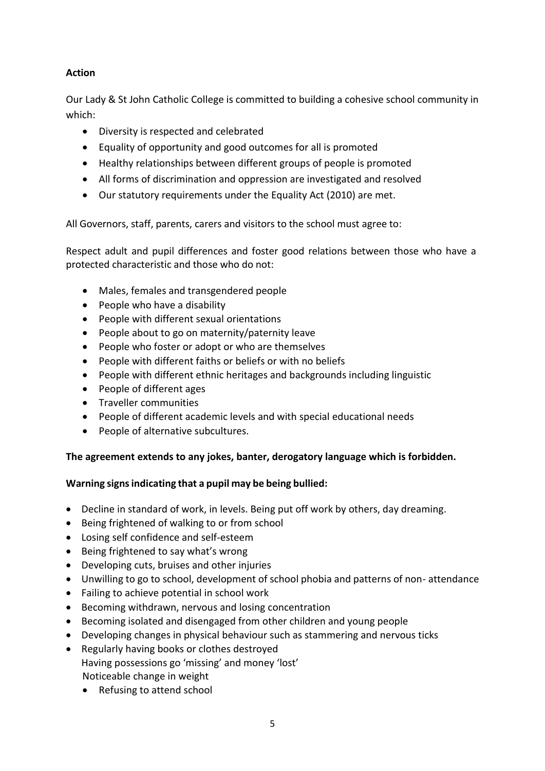**Action**

Our Lady & St John Catholic College is committed to building a cohesive school community in which:

- Diversity is respected and celebrated
- Equality of opportunity and good outcomes for all is promoted
- Healthy relationships between different groups of people is promoted
- All forms of discrimination and oppression are investigated and resolved
- Our statutory requirements under the Equality Act (2010) are met.

All Governors, staff, parents, carers and visitors to the school must agree to:

Respect adult and pupil differences and foster good relations between those who have a protected characteristic and those who do not:

- Males, females and transgendered people
- People who have a disability
- People with different sexual orientations
- People about to go on maternity/paternity leave
- People who foster or adopt or who are themselves
- People with different faiths or beliefs or with no beliefs
- People with different ethnic heritages and backgrounds including linguistic
- People of different ages
- Traveller communities
- People of different academic levels and with special educational needs
- People of alternative subcultures.

**The agreement extends to any jokes, banter, derogatory language which is forbidden.**

**Warning signs indicating that a pupil may be being bullied:**

- Decline in standard of work, in levels. Being put off work by others, day dreaming.
- Being frightened of walking to or from school
- Losing self confidence and self-esteem
- Being frightened to say what's wrong
- Developing cuts, bruises and other injuries
- Unwilling to go to school, development of school phobia and patterns of non- attendance
- Failing to achieve potential in school work
- Becoming withdrawn, nervous and losing concentration
- Becoming isolated and disengaged from other children and young people
- Developing changes in physical behaviour such as stammering and nervous ticks
- Regularly having books or clothes destroyed
  Having possessions go 'missing' and money 'lost'
  Noticeable change in weight
- Refusing to attend school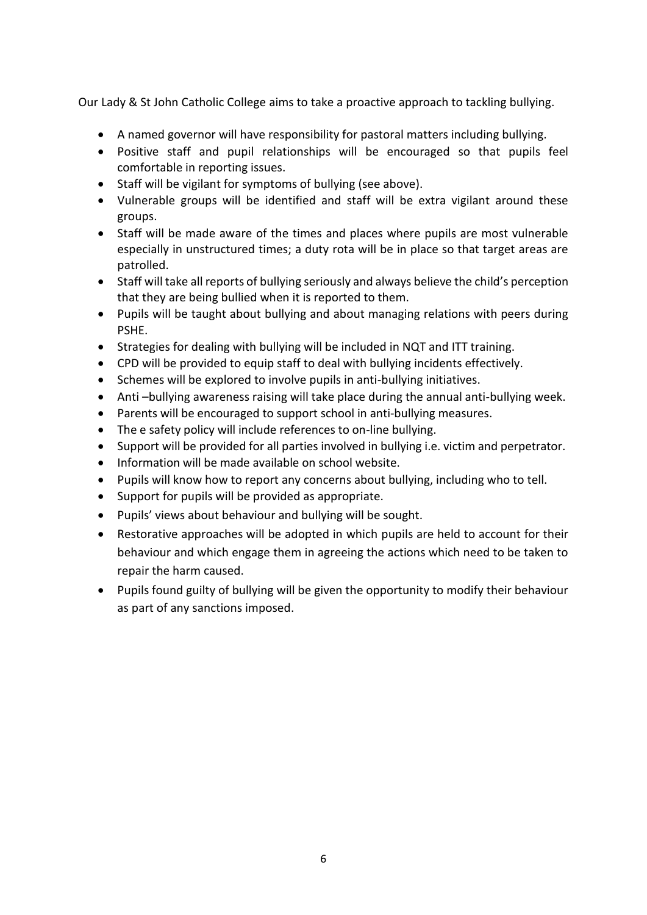Our Lady & St John Catholic College aims to take a proactive approach to tackling bullying.

- A named governor will have responsibility for pastoral matters including bullying.
- Positive staff and pupil relationships will be encouraged so that pupils feel comfortable in reporting issues.
- Staff will be vigilant for symptoms of bullying (see above).
- Vulnerable groups will be identified and staff will be extra vigilant around these groups.
- Staff will be made aware of the times and places where pupils are most vulnerable especially in unstructured times; a duty rota will be in place so that target areas are patrolled.
- Staff will take all reports of bullying seriously and always believe the child's perception that they are being bullied when it is reported to them.
- Pupils will be taught about bullying and about managing relations with peers during PSHE.
- Strategies for dealing with bullying will be included in NQT and ITT training.
- CPD will be provided to equip staff to deal with bullying incidents effectively.
- Schemes will be explored to involve pupils in anti-bullying initiatives.
- Anti –bullying awareness raising will take place during the annual anti-bullying week.
- Parents will be encouraged to support school in anti-bullying measures.
- The e safety policy will include references to on-line bullying.
- Support will be provided for all parties involved in bullying i.e. victim and perpetrator.
- Information will be made available on school website.
- Pupils will know how to report any concerns about bullying, including who to tell.
- Support for pupils will be provided as appropriate.
- Pupils' views about behaviour and bullying will be sought.
- Restorative approaches will be adopted in which pupils are held to account for their behaviour and which engage them in agreeing the actions which need to be taken to repair the harm caused.
- Pupils found guilty of bullying will be given the opportunity to modify their behaviour as part of any sanctions imposed.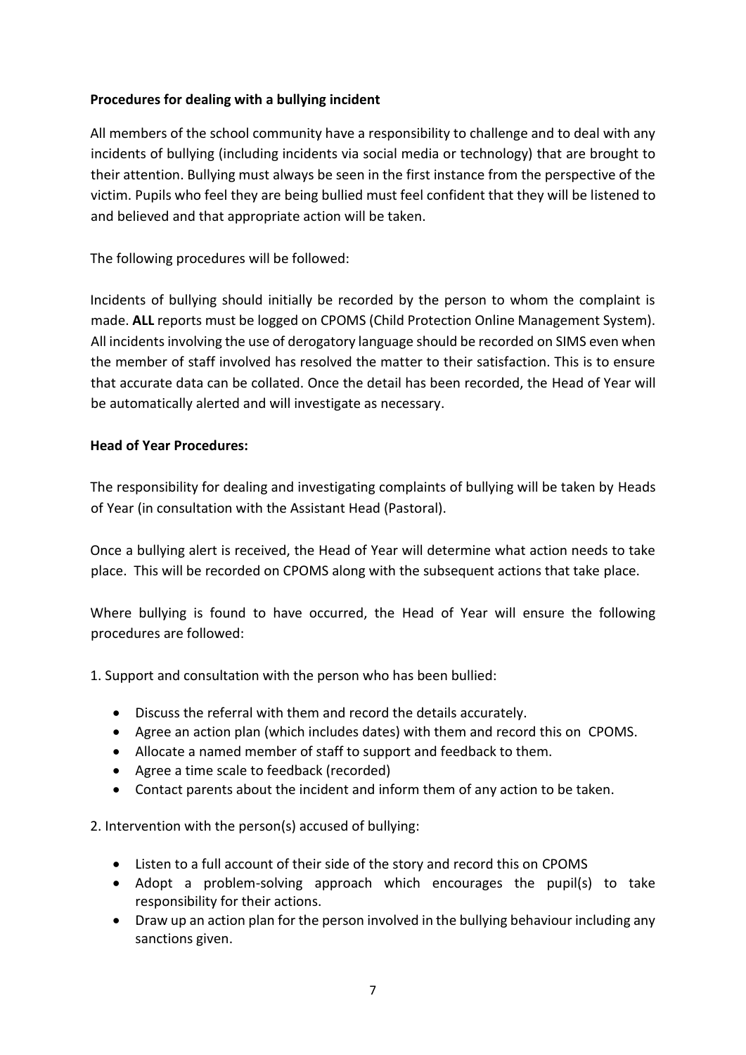**Procedures for dealing with a bullying incident**

All members of the school community have a responsibility to challenge and to deal with any incidents of bullying (including incidents via social media or technology) that are brought to their attention. Bullying must always be seen in the first instance from the perspective of the victim. Pupils who feel they are being bullied must feel confident that they will be listened to and believed and that appropriate action will be taken.

The following procedures will be followed:

Incidents of bullying should initially be recorded by the person to whom the complaint is made. **ALL** reports must be logged on CPOMS (Child Protection Online Management System). All incidents involving the use of derogatory language should be recorded on SIMS even when the member of staff involved has resolved the matter to their satisfaction. This is to ensure that accurate data can be collated. Once the detail has been recorded, the Head of Year will be automatically alerted and will investigate as necessary.

**Head of Year Procedures:**

The responsibility for dealing and investigating complaints of bullying will be taken by Heads of Year (in consultation with the Assistant Head (Pastoral).

Once a bullying alert is received, the Head of Year will determine what action needs to take place. This will be recorded on CPOMS along with the subsequent actions that take place.

Where bullying is found to have occurred, the Head of Year will ensure the following procedures are followed:

1. Support and consultation with the person who has been bullied:

- Discuss the referral with them and record the details accurately.
- Agree an action plan (which includes dates) with them and record this on CPOMS.
- Allocate a named member of staff to support and feedback to them.
- Agree a time scale to feedback (recorded)
- Contact parents about the incident and inform them of any action to be taken.

2. Intervention with the person(s) accused of bullying:

- Listen to a full account of their side of the story and record this on CPOMS
- Adopt a problem-solving approach which encourages the pupil(s) to take responsibility for their actions.
- Draw up an action plan for the person involved in the bullying behaviour including any sanctions given.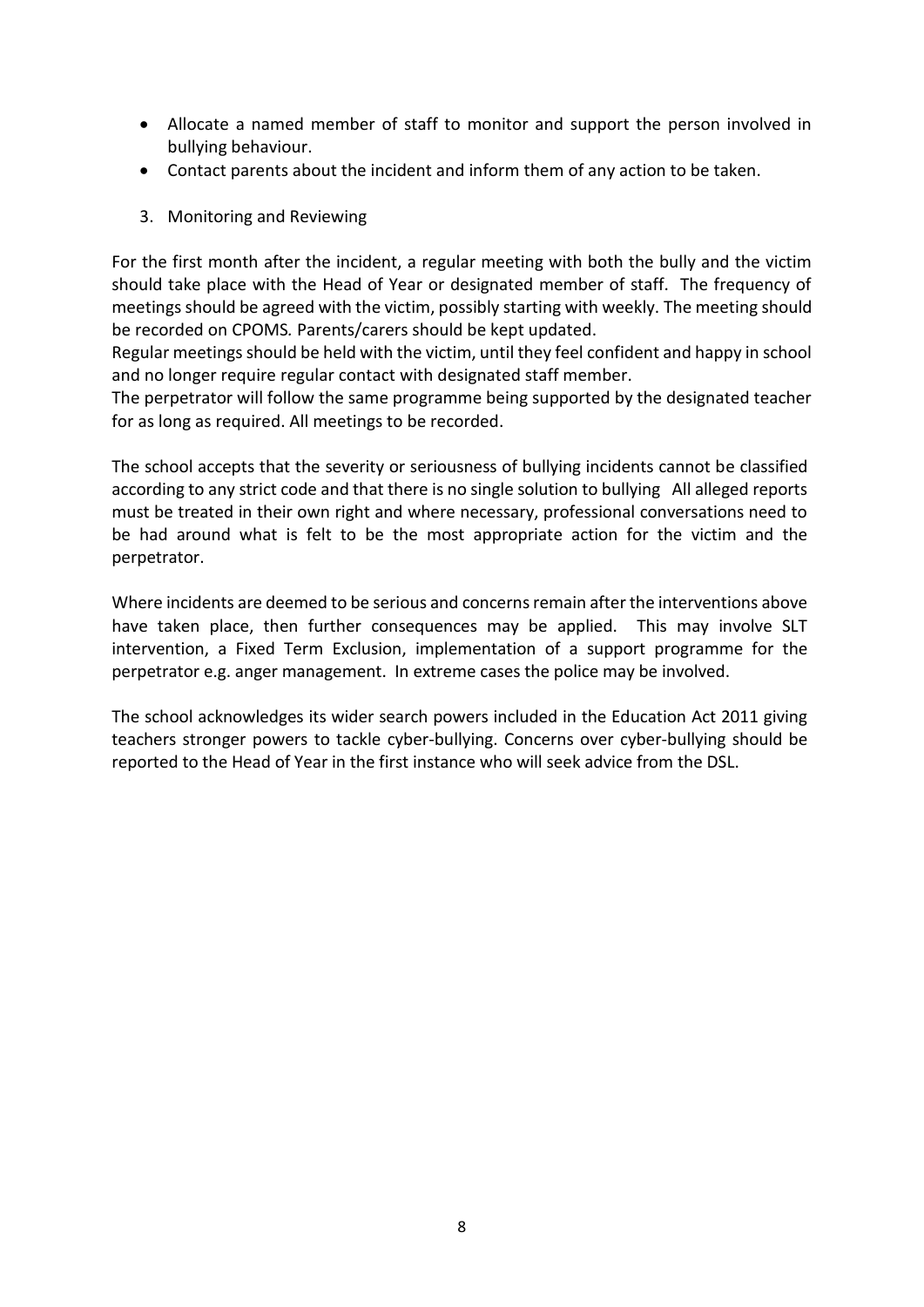- Allocate a named member of staff to monitor and support the person involved in bullying behaviour.
- Contact parents about the incident and inform them of any action to be taken.

3. Monitoring and Reviewing

For the first month after the incident, a regular meeting with both the bully and the victim should take place with the Head of Year or designated member of staff. The frequency of meetings should be agreed with the victim, possibly starting with weekly. The meeting should be recorded on CPOMS. Parents/carers should be kept updated.
Regular meetings should be held with the victim, until they feel confident and happy in school and no longer require regular contact with designated staff member.
The perpetrator will follow the same programme being supported by the designated teacher for as long as required. All meetings to be recorded.

The school accepts that the severity or seriousness of bullying incidents cannot be classified according to any strict code and that there is no single solution to bullying All alleged reports must be treated in their own right and where necessary, professional conversations need to be had around what is felt to be the most appropriate action for the victim and the perpetrator.

Where incidents are deemed to be serious and concerns remain after the interventions above have taken place, then further consequences may be applied. This may involve SLT intervention, a Fixed Term Exclusion, implementation of a support programme for the perpetrator e.g. anger management. In extreme cases the police may be involved.

The school acknowledges its wider search powers included in the Education Act 2011 giving teachers stronger powers to tackle cyber-bullying. Concerns over cyber-bullying should be reported to the Head of Year in the first instance who will seek advice from the DSL.